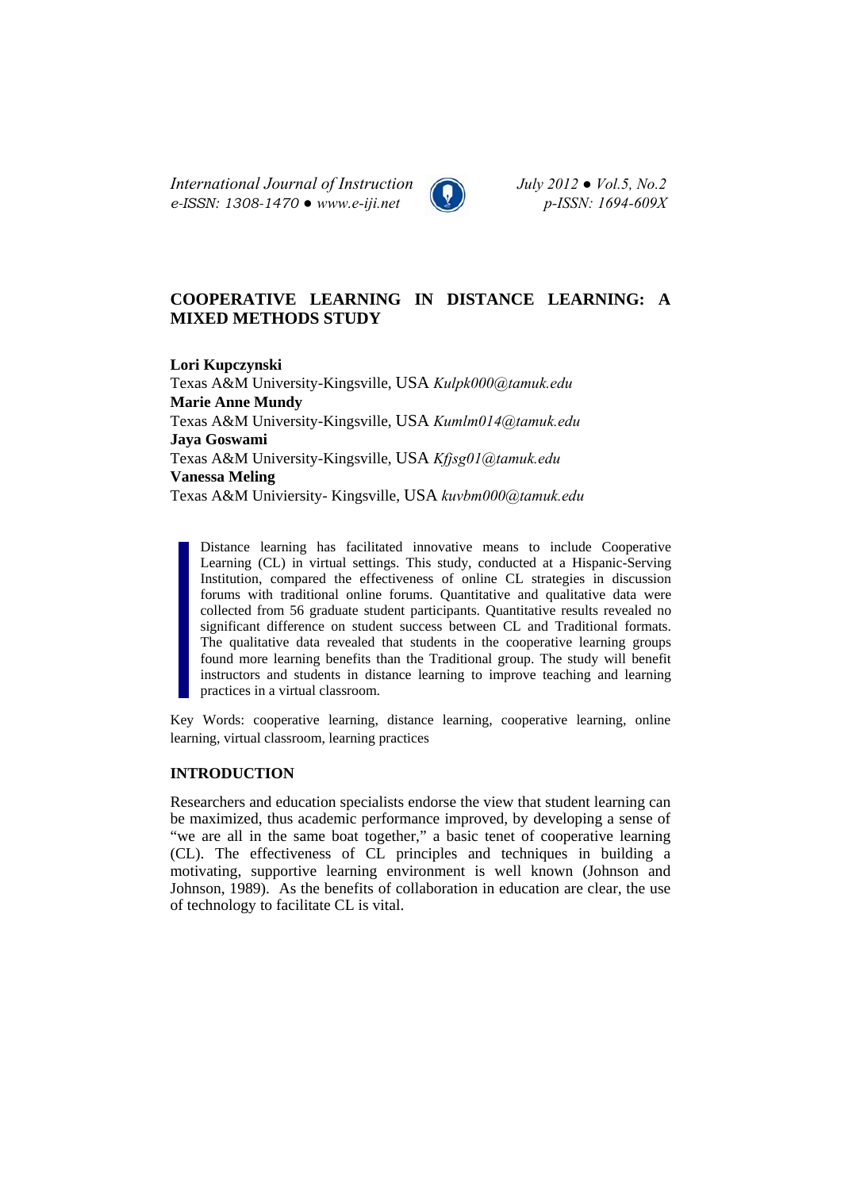# COOPERATIVE LEARNING IN DISTANCE LEARNING: A MIXED METHODS STUDY

**Lori Kupczynski**
Texas A&M University-Kingsville, USA *Kulpk000@tamuk.edu*
**Marie Anne Mundy**
Texas A&M University-Kingsville, USA *Kumlm014@tamuk.edu*
**Jaya Goswami**
Texas A&M University-Kingsville, USA *Kfjsg01@tamuk.edu*
**Vanessa Meling**
Texas A&M Univiersity- Kingsville, USA *kuvbm000@tamuk.edu*

> Distance learning has facilitated innovative means to include Cooperative Learning (CL) in virtual settings. This study, conducted at a Hispanic-Serving Institution, compared the effectiveness of online CL strategies in discussion forums with traditional online forums. Quantitative and qualitative data were collected from 56 graduate student participants. Quantitative results revealed no significant difference on student success between CL and Traditional formats. The qualitative data revealed that students in the cooperative learning groups found more learning benefits than the Traditional group. The study will benefit instructors and students in distance learning to improve teaching and learning practices in a virtual classroom.

Key Words: cooperative learning, distance learning, cooperative learning, online learning, virtual classroom, learning practices

## INTRODUCTION

Researchers and education specialists endorse the view that student learning can be maximized, thus academic performance improved, by developing a sense of "we are all in the same boat together," a basic tenet of cooperative learning (CL). The effectiveness of CL principles and techniques in building a motivating, supportive learning environment is well known (Johnson and Johnson, 1989). As the benefits of collaboration in education are clear, the use of technology to facilitate CL is vital.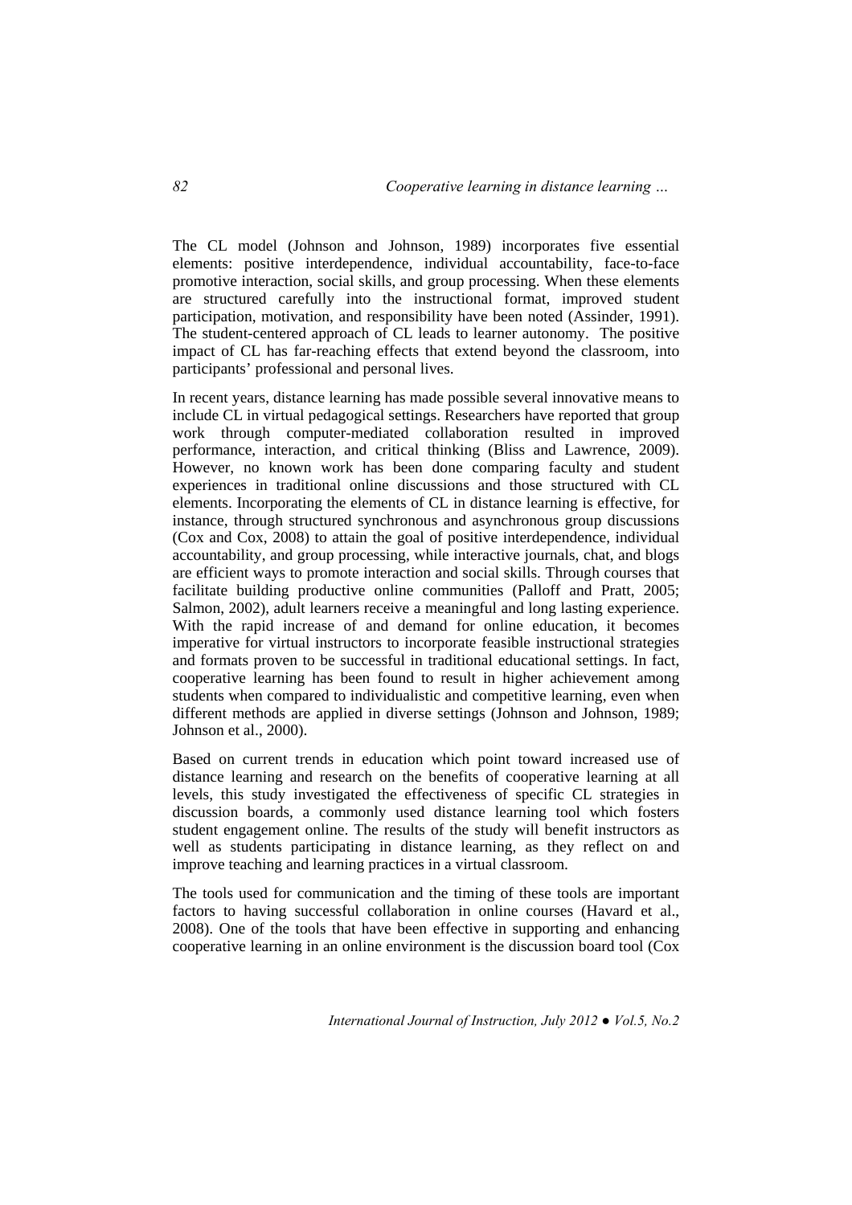The CL model (Johnson and Johnson, 1989) incorporates five essential elements: positive interdependence, individual accountability, face-to-face promotive interaction, social skills, and group processing. When these elements are structured carefully into the instructional format, improved student participation, motivation, and responsibility have been noted (Assinder, 1991). The student-centered approach of CL leads to learner autonomy. The positive impact of CL has far-reaching effects that extend beyond the classroom, into participants' professional and personal lives.

In recent years, distance learning has made possible several innovative means to include CL in virtual pedagogical settings. Researchers have reported that group work through computer-mediated collaboration resulted in improved performance, interaction, and critical thinking (Bliss and Lawrence, 2009). However, no known work has been done comparing faculty and student experiences in traditional online discussions and those structured with CL elements. Incorporating the elements of CL in distance learning is effective, for instance, through structured synchronous and asynchronous group discussions (Cox and Cox, 2008) to attain the goal of positive interdependence, individual accountability, and group processing, while interactive journals, chat, and blogs are efficient ways to promote interaction and social skills. Through courses that facilitate building productive online communities (Palloff and Pratt, 2005; Salmon, 2002), adult learners receive a meaningful and long lasting experience. With the rapid increase of and demand for online education, it becomes imperative for virtual instructors to incorporate feasible instructional strategies and formats proven to be successful in traditional educational settings. In fact, cooperative learning has been found to result in higher achievement among students when compared to individualistic and competitive learning, even when different methods are applied in diverse settings (Johnson and Johnson, 1989; Johnson et al., 2000).

Based on current trends in education which point toward increased use of distance learning and research on the benefits of cooperative learning at all levels, this study investigated the effectiveness of specific CL strategies in discussion boards, a commonly used distance learning tool which fosters student engagement online. The results of the study will benefit instructors as well as students participating in distance learning, as they reflect on and improve teaching and learning practices in a virtual classroom.

The tools used for communication and the timing of these tools are important factors to having successful collaboration in online courses (Havard et al., 2008). One of the tools that have been effective in supporting and enhancing cooperative learning in an online environment is the discussion board tool (Cox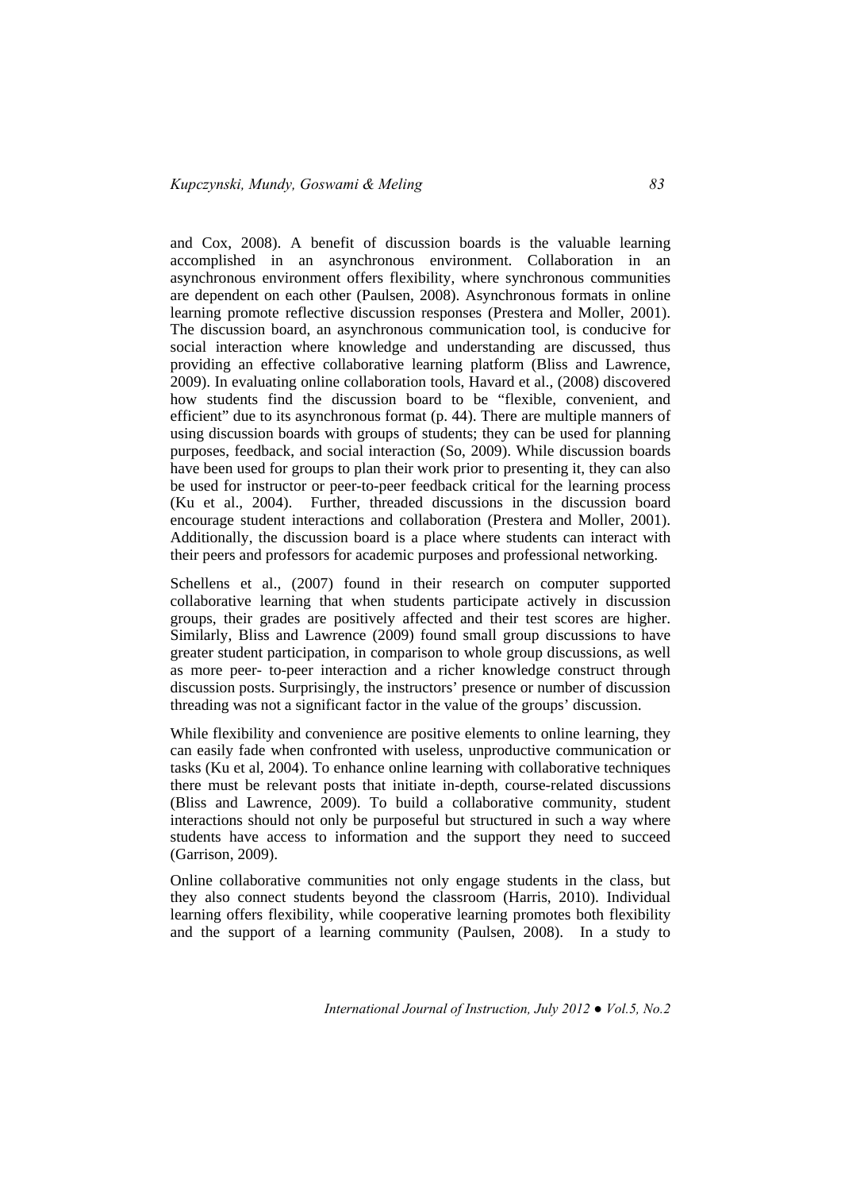and Cox, 2008). A benefit of discussion boards is the valuable learning accomplished in an asynchronous environment. Collaboration in an asynchronous environment offers flexibility, where synchronous communities are dependent on each other (Paulsen, 2008). Asynchronous formats in online learning promote reflective discussion responses (Prestera and Moller, 2001). The discussion board, an asynchronous communication tool, is conducive for social interaction where knowledge and understanding are discussed, thus providing an effective collaborative learning platform (Bliss and Lawrence, 2009). In evaluating online collaboration tools, Havard et al., (2008) discovered how students find the discussion board to be "flexible, convenient, and efficient" due to its asynchronous format (p. 44). There are multiple manners of using discussion boards with groups of students; they can be used for planning purposes, feedback, and social interaction (So, 2009). While discussion boards have been used for groups to plan their work prior to presenting it, they can also be used for instructor or peer-to-peer feedback critical for the learning process (Ku et al., 2004). Further, threaded discussions in the discussion board encourage student interactions and collaboration (Prestera and Moller, 2001). Additionally, the discussion board is a place where students can interact with their peers and professors for academic purposes and professional networking.

Schellens et al., (2007) found in their research on computer supported collaborative learning that when students participate actively in discussion groups, their grades are positively affected and their test scores are higher. Similarly, Bliss and Lawrence (2009) found small group discussions to have greater student participation, in comparison to whole group discussions, as well as more peer- to-peer interaction and a richer knowledge construct through discussion posts. Surprisingly, the instructors' presence or number of discussion threading was not a significant factor in the value of the groups' discussion.

While flexibility and convenience are positive elements to online learning, they can easily fade when confronted with useless, unproductive communication or tasks (Ku et al, 2004). To enhance online learning with collaborative techniques there must be relevant posts that initiate in-depth, course-related discussions (Bliss and Lawrence, 2009). To build a collaborative community, student interactions should not only be purposeful but structured in such a way where students have access to information and the support they need to succeed (Garrison, 2009).

Online collaborative communities not only engage students in the class, but they also connect students beyond the classroom (Harris, 2010). Individual learning offers flexibility, while cooperative learning promotes both flexibility and the support of a learning community (Paulsen, 2008). In a study to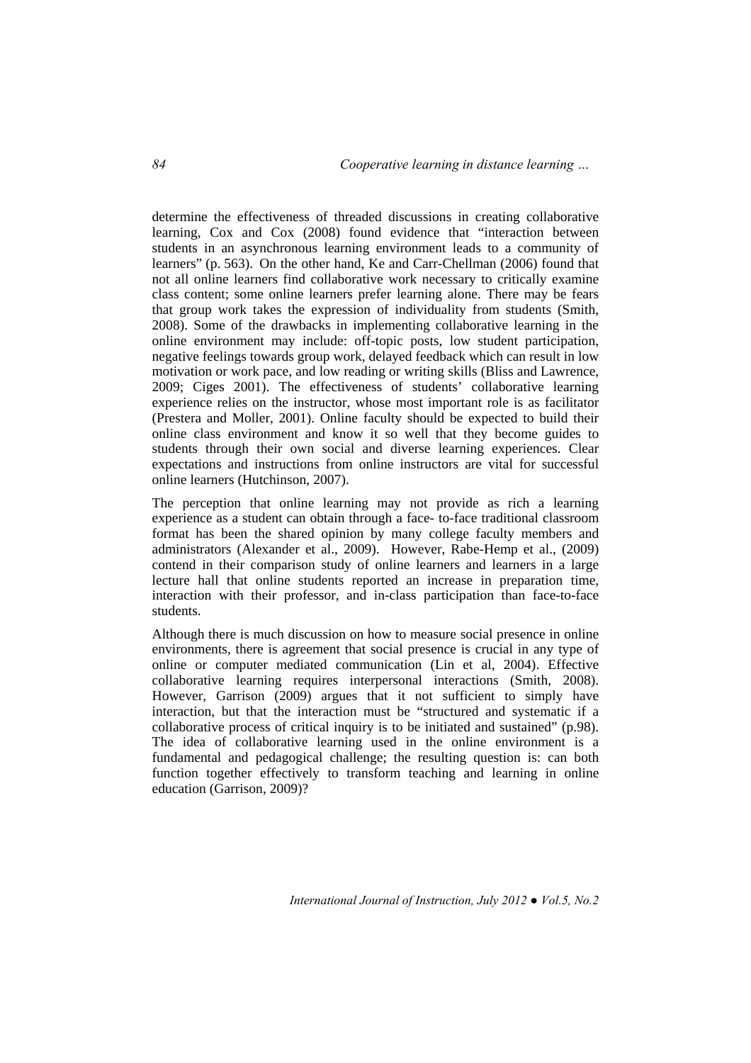determine the effectiveness of threaded discussions in creating collaborative learning, Cox and Cox (2008) found evidence that "interaction between students in an asynchronous learning environment leads to a community of learners" (p. 563). On the other hand, Ke and Carr-Chellman (2006) found that not all online learners find collaborative work necessary to critically examine class content; some online learners prefer learning alone. There may be fears that group work takes the expression of individuality from students (Smith, 2008). Some of the drawbacks in implementing collaborative learning in the online environment may include: off-topic posts, low student participation, negative feelings towards group work, delayed feedback which can result in low motivation or work pace, and low reading or writing skills (Bliss and Lawrence, 2009; Ciges 2001). The effectiveness of students' collaborative learning experience relies on the instructor, whose most important role is as facilitator (Prestera and Moller, 2001). Online faculty should be expected to build their online class environment and know it so well that they become guides to students through their own social and diverse learning experiences. Clear expectations and instructions from online instructors are vital for successful online learners (Hutchinson, 2007).

The perception that online learning may not provide as rich a learning experience as a student can obtain through a face- to-face traditional classroom format has been the shared opinion by many college faculty members and administrators (Alexander et al., 2009). However, Rabe-Hemp et al., (2009) contend in their comparison study of online learners and learners in a large lecture hall that online students reported an increase in preparation time, interaction with their professor, and in-class participation than face-to-face students.

Although there is much discussion on how to measure social presence in online environments, there is agreement that social presence is crucial in any type of online or computer mediated communication (Lin et al, 2004). Effective collaborative learning requires interpersonal interactions (Smith, 2008). However, Garrison (2009) argues that it not sufficient to simply have interaction, but that the interaction must be "structured and systematic if a collaborative process of critical inquiry is to be initiated and sustained" (p.98). The idea of collaborative learning used in the online environment is a fundamental and pedagogical challenge; the resulting question is: can both function together effectively to transform teaching and learning in online education (Garrison, 2009)?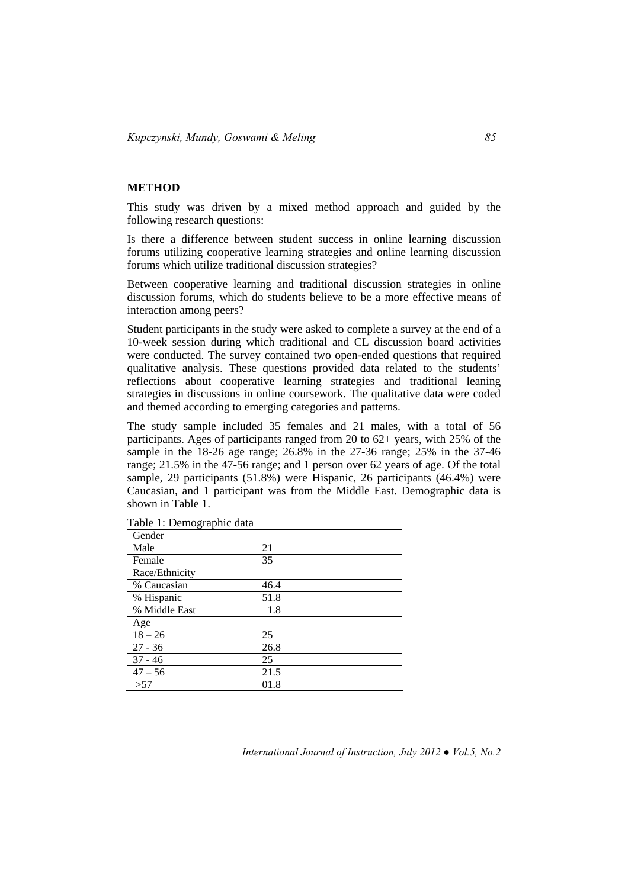## METHOD

This study was driven by a mixed method approach and guided by the following research questions:

Is there a difference between student success in online learning discussion forums utilizing cooperative learning strategies and online learning discussion forums which utilize traditional discussion strategies?

Between cooperative learning and traditional discussion strategies in online discussion forums, which do students believe to be a more effective means of interaction among peers?

Student participants in the study were asked to complete a survey at the end of a 10-week session during which traditional and CL discussion board activities were conducted. The survey contained two open-ended questions that required qualitative analysis. These questions provided data related to the students' reflections about cooperative learning strategies and traditional leaning strategies in discussions in online coursework. The qualitative data were coded and themed according to emerging categories and patterns.

The study sample included 35 females and 21 males, with a total of 56 participants. Ages of participants ranged from 20 to 62+ years, with 25% of the sample in the 18-26 age range; 26.8% in the 27-36 range; 25% in the 37-46 range; 21.5% in the 47-56 range; and 1 person over 62 years of age. Of the total sample, 29 participants (51.8%) were Hispanic, 26 participants (46.4%) were Caucasian, and 1 participant was from the Middle East. Demographic data is shown in Table 1.

Table 1: Demographic data

| | |
|---|---|
| Gender | |
| Male | 21 |
| Female | 35 |
| Race/Ethnicity | |
| % Caucasian | 46.4 |
| % Hispanic | 51.8 |
| % Middle East | 1.8 |
| Age | |
| 18 – 26 | 25 |
| 27 - 36 | 26.8 |
| 37 - 46 | 25 |
| 47 – 56 | 21.5 |
| >57 | 01.8 |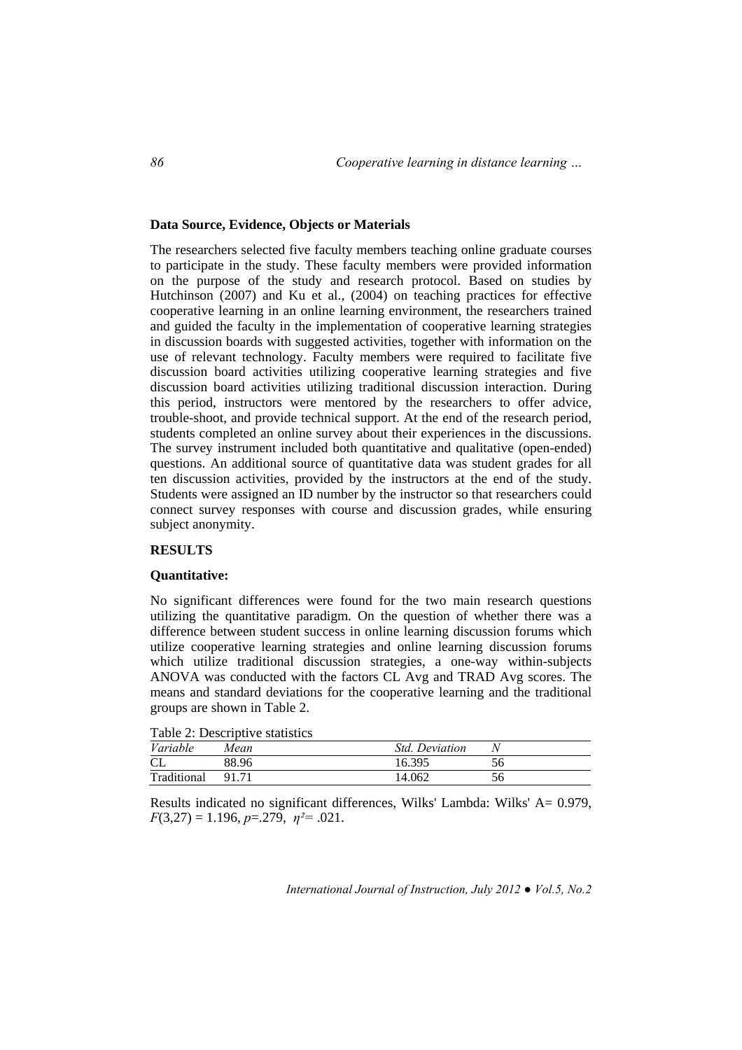**Data Source, Evidence, Objects or Materials**

The researchers selected five faculty members teaching online graduate courses to participate in the study. These faculty members were provided information on the purpose of the study and research protocol. Based on studies by Hutchinson (2007) and Ku et al., (2004) on teaching practices for effective cooperative learning in an online learning environment, the researchers trained and guided the faculty in the implementation of cooperative learning strategies in discussion boards with suggested activities, together with information on the use of relevant technology. Faculty members were required to facilitate five discussion board activities utilizing cooperative learning strategies and five discussion board activities utilizing traditional discussion interaction. During this period, instructors were mentored by the researchers to offer advice, trouble-shoot, and provide technical support. At the end of the research period, students completed an online survey about their experiences in the discussions. The survey instrument included both quantitative and qualitative (open-ended) questions. An additional source of quantitative data was student grades for all ten discussion activities, provided by the instructors at the end of the study. Students were assigned an ID number by the instructor so that researchers could connect survey responses with course and discussion grades, while ensuring subject anonymity.

## RESULTS

**Quantitative:**

No significant differences were found for the two main research questions utilizing the quantitative paradigm. On the question of whether there was a difference between student success in online learning discussion forums which utilize cooperative learning strategies and online learning discussion forums which utilize traditional discussion strategies, a one-way within-subjects ANOVA was conducted with the factors CL Avg and TRAD Avg scores. The means and standard deviations for the cooperative learning and the traditional groups are shown in Table 2.

Table 2: Descriptive statistics

| *Variable* | *Mean* | *Std. Deviation* | *N* |
|---|---|---|---|
| CL | 88.96 | 16.395 | 56 |
| Traditional | 91.71 | 14.062 | 56 |

Results indicated no significant differences, Wilks' Lambda: Wilks' A= 0.979, $F(3,27) = 1.196$, $p=.279$, $\eta^2 = .021$.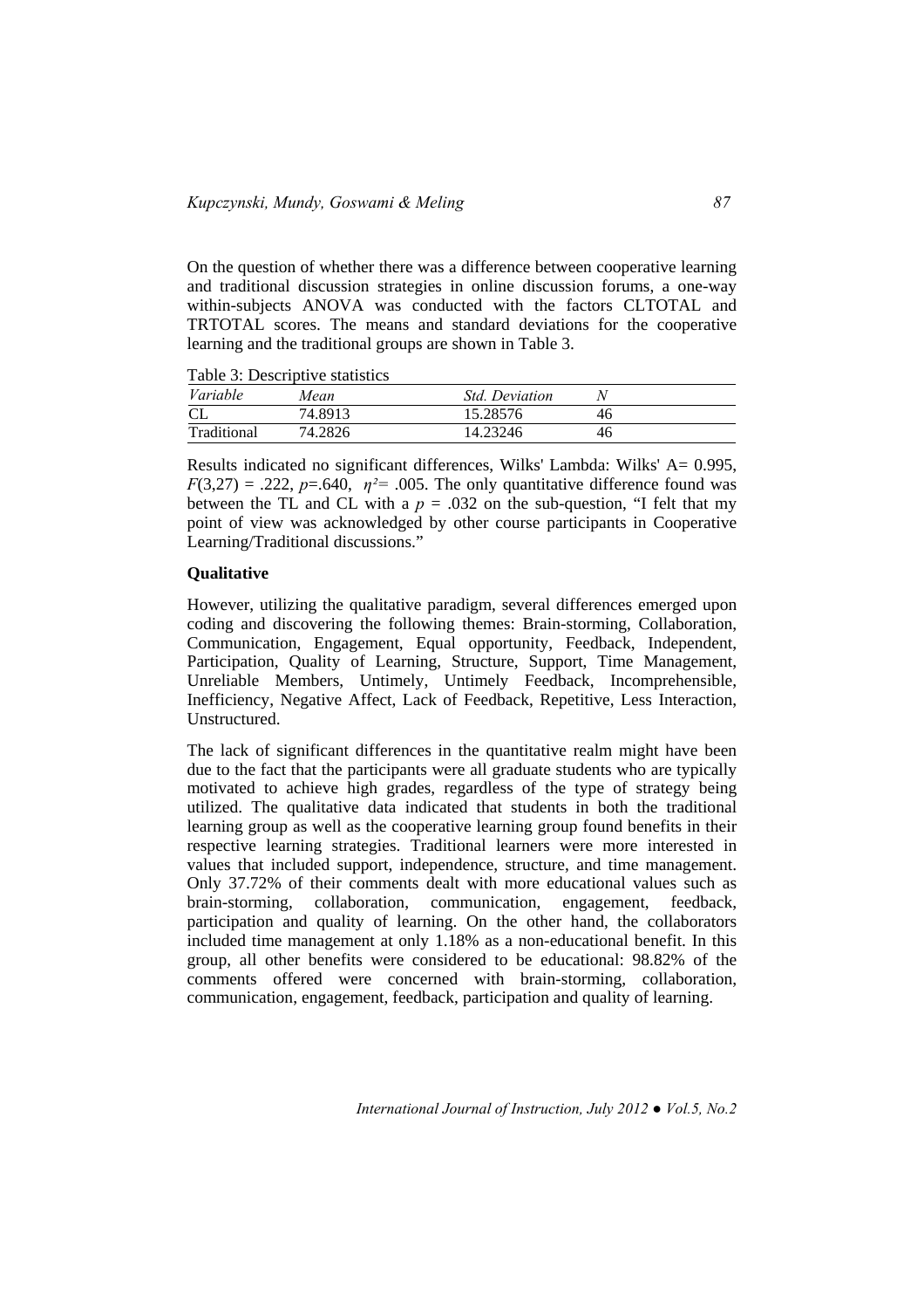On the question of whether there was a difference between cooperative learning and traditional discussion strategies in online discussion forums, a one-way within-subjects ANOVA was conducted with the factors CLTOTAL and TRTOTAL scores. The means and standard deviations for the cooperative learning and the traditional groups are shown in Table 3.

Table 3: Descriptive statistics

| *Variable* | *Mean* | *Std. Deviation* | *N* |
|---|---|---|---|
| CL | 74.8913 | 15.28576 | 46 |
| Traditional | 74.2826 | 14.23246 | 46 |

Results indicated no significant differences, Wilks' Lambda: Wilks' A= 0.995, $F(3,27) = .222$, $p=.640$, $\eta^2= .005$. The only quantitative difference found was between the TL and CL with a $p = .032$ on the sub-question, "I felt that my point of view was acknowledged by other course participants in Cooperative Learning/Traditional discussions."

**Qualitative**

However, utilizing the qualitative paradigm, several differences emerged upon coding and discovering the following themes: Brain-storming, Collaboration, Communication, Engagement, Equal opportunity, Feedback, Independent, Participation, Quality of Learning, Structure, Support, Time Management, Unreliable Members, Untimely, Untimely Feedback, Incomprehensible, Inefficiency, Negative Affect, Lack of Feedback, Repetitive, Less Interaction, Unstructured.

The lack of significant differences in the quantitative realm might have been due to the fact that the participants were all graduate students who are typically motivated to achieve high grades, regardless of the type of strategy being utilized. The qualitative data indicated that students in both the traditional learning group as well as the cooperative learning group found benefits in their respective learning strategies. Traditional learners were more interested in values that included support, independence, structure, and time management. Only 37.72% of their comments dealt with more educational values such as brain-storming, collaboration, communication, engagement, feedback, participation and quality of learning. On the other hand, the collaborators included time management at only 1.18% as a non-educational benefit. In this group, all other benefits were considered to be educational: 98.82% of the comments offered were concerned with brain-storming, collaboration, communication, engagement, feedback, participation and quality of learning.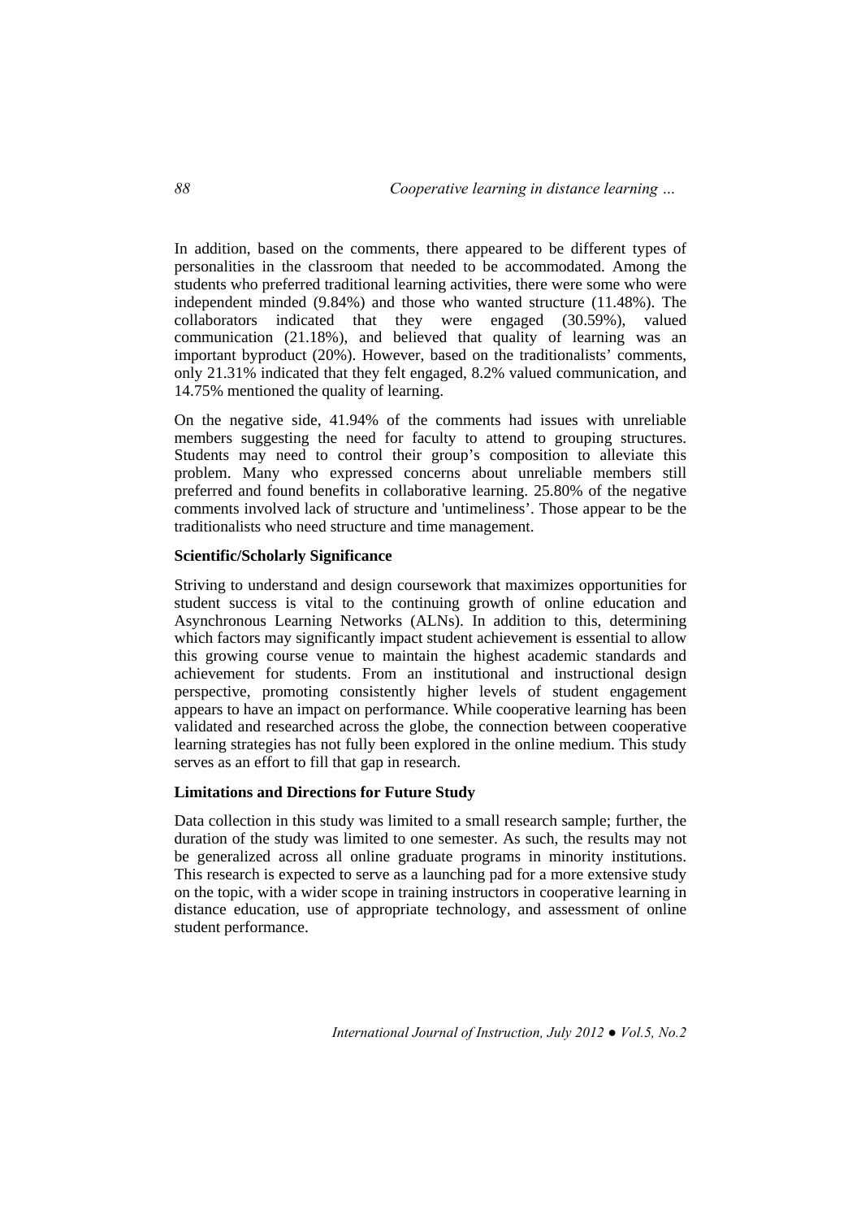In addition, based on the comments, there appeared to be different types of personalities in the classroom that needed to be accommodated. Among the students who preferred traditional learning activities, there were some who were independent minded (9.84%) and those who wanted structure (11.48%). The collaborators indicated that they were engaged (30.59%), valued communication (21.18%), and believed that quality of learning was an important byproduct (20%). However, based on the traditionalists' comments, only 21.31% indicated that they felt engaged, 8.2% valued communication, and 14.75% mentioned the quality of learning.

On the negative side, 41.94% of the comments had issues with unreliable members suggesting the need for faculty to attend to grouping structures. Students may need to control their group's composition to alleviate this problem. Many who expressed concerns about unreliable members still preferred and found benefits in collaborative learning. 25.80% of the negative comments involved lack of structure and 'untimeliness'. Those appear to be the traditionalists who need structure and time management.

**Scientific/Scholarly Significance**

Striving to understand and design coursework that maximizes opportunities for student success is vital to the continuing growth of online education and Asynchronous Learning Networks (ALNs). In addition to this, determining which factors may significantly impact student achievement is essential to allow this growing course venue to maintain the highest academic standards and achievement for students. From an institutional and instructional design perspective, promoting consistently higher levels of student engagement appears to have an impact on performance. While cooperative learning has been validated and researched across the globe, the connection between cooperative learning strategies has not fully been explored in the online medium. This study serves as an effort to fill that gap in research.

**Limitations and Directions for Future Study**

Data collection in this study was limited to a small research sample; further, the duration of the study was limited to one semester. As such, the results may not be generalized across all online graduate programs in minority institutions. This research is expected to serve as a launching pad for a more extensive study on the topic, with a wider scope in training instructors in cooperative learning in distance education, use of appropriate technology, and assessment of online student performance.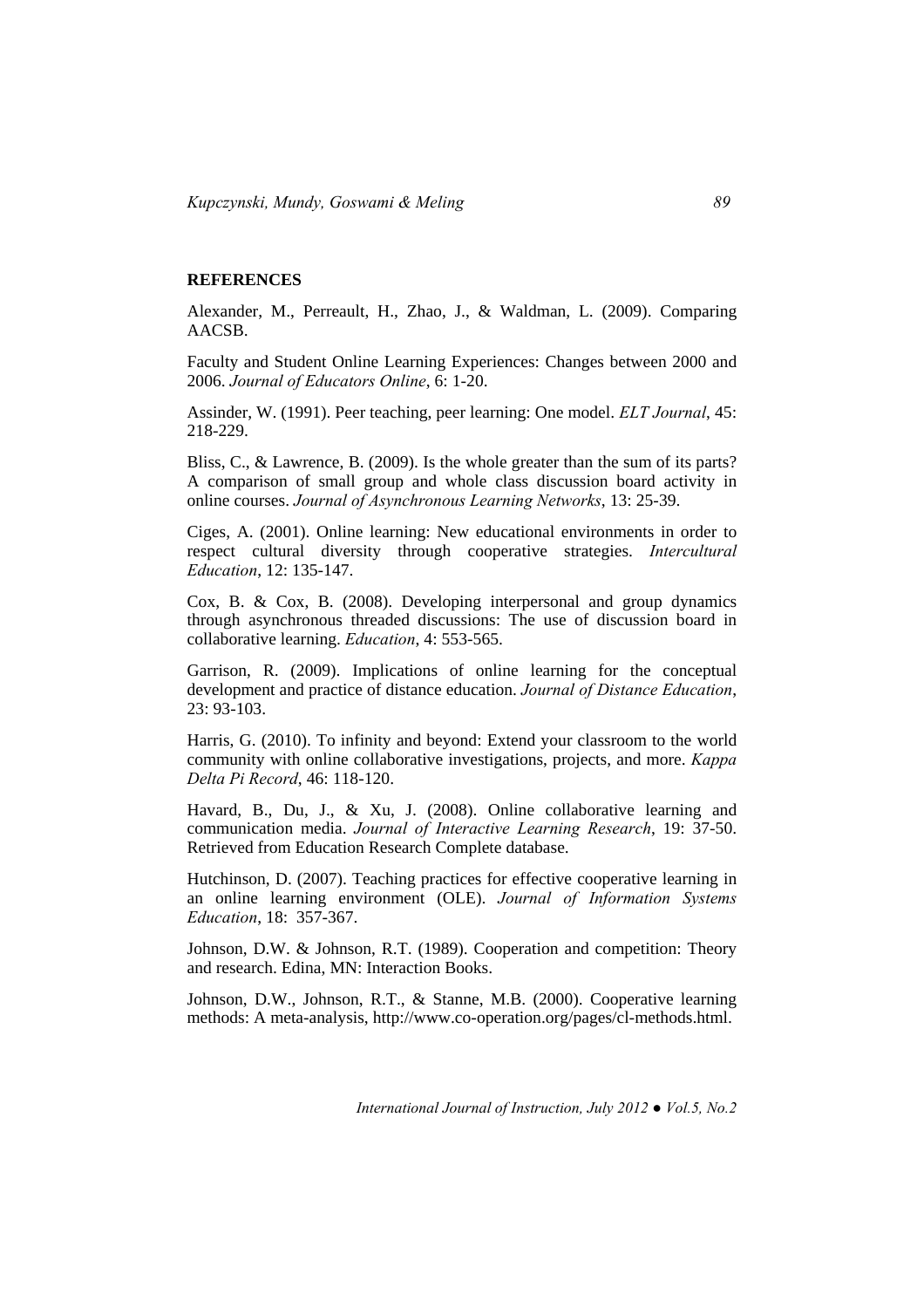## REFERENCES

Alexander, M., Perreault, H., Zhao, J., & Waldman, L. (2009). Comparing AACSB.

Faculty and Student Online Learning Experiences: Changes between 2000 and 2006. *Journal of Educators Online*, 6: 1-20.

Assinder, W. (1991). Peer teaching, peer learning: One model. *ELT Journal*, 45: 218-229.

Bliss, C., & Lawrence, B. (2009). Is the whole greater than the sum of its parts? A comparison of small group and whole class discussion board activity in online courses. *Journal of Asynchronous Learning Networks*, 13: 25-39.

Ciges, A. (2001). Online learning: New educational environments in order to respect cultural diversity through cooperative strategies. *Intercultural Education*, 12: 135-147.

Cox, B. & Cox, B. (2008). Developing interpersonal and group dynamics through asynchronous threaded discussions: The use of discussion board in collaborative learning. *Education*, 4: 553-565.

Garrison, R. (2009). Implications of online learning for the conceptual development and practice of distance education. *Journal of Distance Education*, 23: 93-103.

Harris, G. (2010). To infinity and beyond: Extend your classroom to the world community with online collaborative investigations, projects, and more. *Kappa Delta Pi Record*, 46: 118-120.

Havard, B., Du, J., & Xu, J. (2008). Online collaborative learning and communication media. *Journal of Interactive Learning Research*, 19: 37-50. Retrieved from Education Research Complete database.

Hutchinson, D. (2007). Teaching practices for effective cooperative learning in an online learning environment (OLE). *Journal of Information Systems Education*, 18: 357-367.

Johnson, D.W. & Johnson, R.T. (1989). Cooperation and competition: Theory and research. Edina, MN: Interaction Books.

Johnson, D.W., Johnson, R.T., & Stanne, M.B. (2000). Cooperative learning methods: A meta-analysis, http://www.co-operation.org/pages/cl-methods.html.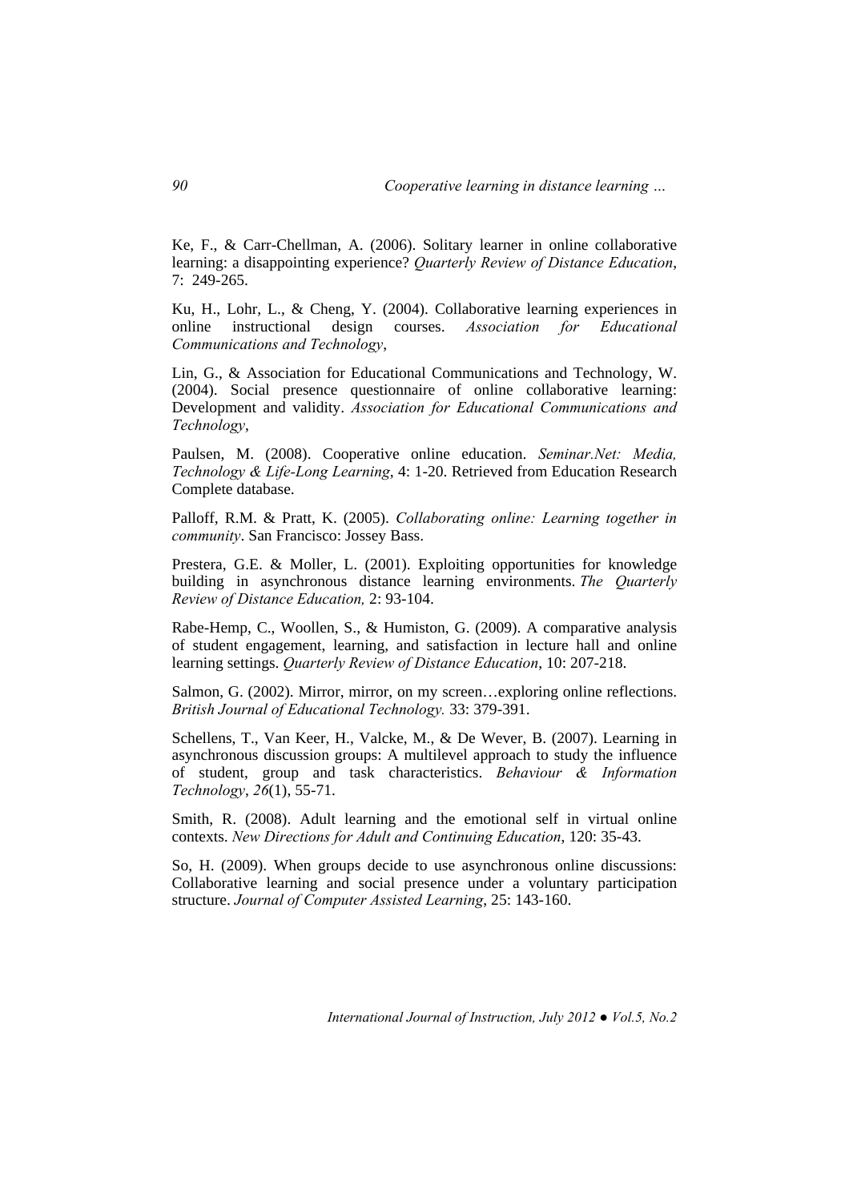Ke, F., & Carr-Chellman, A. (2006). Solitary learner in online collaborative learning: a disappointing experience? *Quarterly Review of Distance Education*, 7: 249-265.

Ku, H., Lohr, L., & Cheng, Y. (2004). Collaborative learning experiences in online instructional design courses. *Association for Educational Communications and Technology*,

Lin, G., & Association for Educational Communications and Technology, W. (2004). Social presence questionnaire of online collaborative learning: Development and validity. *Association for Educational Communications and Technology*,

Paulsen, M. (2008). Cooperative online education. *Seminar.Net: Media, Technology & Life-Long Learning*, 4: 1-20. Retrieved from Education Research Complete database.

Palloff, R.M. & Pratt, K. (2005). *Collaborating online: Learning together in community*. San Francisco: Jossey Bass.

Prestera, G.E. & Moller, L. (2001). Exploiting opportunities for knowledge building in asynchronous distance learning environments. *The Quarterly Review of Distance Education,* 2: 93-104.

Rabe-Hemp, C., Woollen, S., & Humiston, G. (2009). A comparative analysis of student engagement, learning, and satisfaction in lecture hall and online learning settings. *Quarterly Review of Distance Education*, 10: 207-218.

Salmon, G. (2002). Mirror, mirror, on my screen…exploring online reflections. *British Journal of Educational Technology.* 33: 379-391.

Schellens, T., Van Keer, H., Valcke, M., & De Wever, B. (2007). Learning in asynchronous discussion groups: A multilevel approach to study the influence of student, group and task characteristics. *Behaviour & Information Technology*, *26*(1), 55-71.

Smith, R. (2008). Adult learning and the emotional self in virtual online contexts. *New Directions for Adult and Continuing Education*, 120: 35-43.

So, H. (2009). When groups decide to use asynchronous online discussions: Collaborative learning and social presence under a voluntary participation structure. *Journal of Computer Assisted Learning*, 25: 143-160.